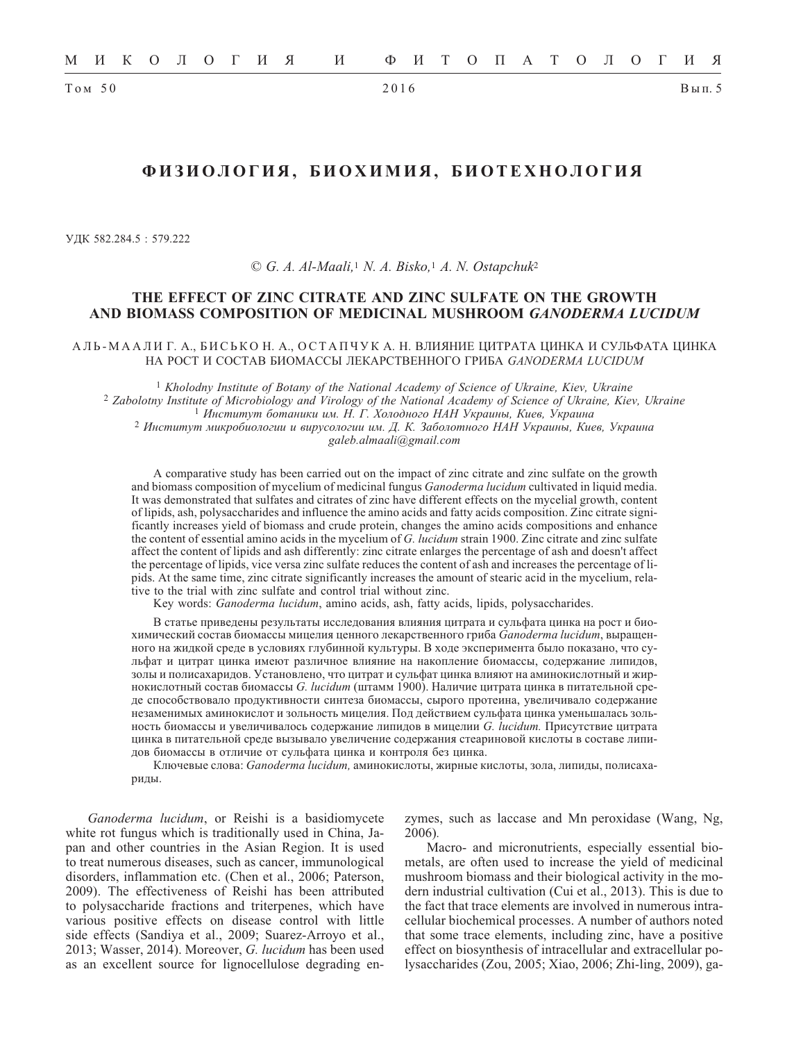# ФИЗИОЛОГИЯ, БИОХИМИЯ, БИОТЕХНОЛОГИЯ

УДК 582.284.5 : 579.222

© *G. A. Al-Maali,*[1] *N. A. Bisko,*[1] *A. N. Ostapchuk*[2]

## THE EFFECT OF ZINC CITRATE AND ZINC SULFATE ON THE GROWTH AND BIOMASS COMPOSITION OF MEDICINAL MUSHROOM *GANODERMA LUCIDUM*

АЛЬ-МААЛИ Г. А., БИСЬКО Н. А., ОСТАПЧУК А. Н. ВЛИЯНИЕ ЦИТРАТА ЦИНКА И СУЛЬФАТА ЦИНКА НА РОСТ И СОСТАВ БИОМАССЫ ЛЕКАРСТВЕННОГО ГРИБА *GANODERMA LUCIDUM*

[1] *Kholodny Institute of Botany of the National Academy of Science of Ukraine, Kiev, Ukraine*
[2] *Zabolotny Institute of Microbiology and Virology of the National Academy of Science of Ukraine, Kiev, Ukraine*
[1] *Институт ботаники им. Н. Г. Холодного НАН Украины, Киев, Украина*
[2] *Институт микробиологии и вирусологии им. Д. К. Заболотного НАН Украины, Киев, Украина*
*galeb.almaali@gmail.com*

A comparative study has been carried out on the impact of zinc citrate and zinc sulfate on the growth and biomass composition of mycelium of medicinal fungus *Ganoderma lucidum* cultivated in liquid media. It was demonstrated that sulfates and citrates of zinc have different effects on the mycelial growth, content of lipids, ash, polysaccharides and influence the amino acids and fatty acids composition. Zinc citrate significantly increases yield of biomass and crude protein, changes the amino acids compositions and enhance the content of essential amino acids in the mycelium of *G. lucidum* strain 1900. Zinc citrate and zinc sulfate affect the content of lipids and ash differently: zinc citrate enlarges the percentage of ash and doesn't affect the percentage of lipids, vice versa zinc sulfate reduces the content of ash and increases the percentage of lipids. At the same time, zinc citrate significantly increases the amount of stearic acid in the mycelium, relative to the trial with zinc sulfate and control trial without zinc.

Key words: *Ganoderma lucidum*, amino acids, ash, fatty acids, lipids, polysaccharides.

В статье приведены результаты исследования влияния цитрата и сульфата цинка на рост и биохимический состав биомассы мицелия ценного лекарственного гриба *Ganoderma lucidum*, выращенного на жидкой среде в условиях глубинной культуры. В ходе эксперимента было показано, что сульфат и цитрат цинка имеют различное влияние на накопление биомассы, содержание липидов, золы и полисахаридов. Установлено, что цитрат и сульфат цинка влияют на аминокислотный и жирнокислотный состав биомассы *G. lucidum* (штамм 1900). Наличие цитрата цинка в питательной среде способствовало продуктивности синтеза биомассы, сырого протеина, увеличивало содержание незаменимых аминокислот и зольность мицелия. Под действием сульфата цинка уменьшалась зольность биомассы и увеличивалось содержание липидов в мицелии *G. lucidum.* Присутствие цитрата цинка в питательной среде вызывало увеличение содержания стеариновой кислоты в составе липидов биомассы в отличие от сульфата цинка и контроля без цинка.

Ключевые слова: *Ganoderma lucidum,* аминокислоты, жирные кислоты, зола, липиды, полисахариды.

*Ganoderma lucidum*, or Reishi is a basidiomycete white rot fungus which is traditionally used in China, Japan and other countries in the Asian Region. It is used to treat numerous diseases, such as cancer, immunological disorders, inflammation etc. (Chen et al., 2006; Paterson, 2009). The effectiveness of Reishi has been attributed to polysaccharide fractions and triterpenes, which have various positive effects on disease control with little side effects (Sandiya et al., 2009; Suarez-Arroyo et al., 2013; Wasser, 2014). Moreover, *G. lucidum* has been used as an excellent source for lignocellulose degrading enzymes, such as laccase and Mn peroxidase (Wang, Ng, 2006).

Macro- and micronutrients, especially essential biometals, are often used to increase the yield of medicinal mushroom biomass and their biological activity in the modern industrial cultivation (Cui et al., 2013). This is due to the fact that trace elements are involved in numerous intracellular biochemical processes. A number of authors noted that some trace elements, including zinc, have a positive effect on biosynthesis of intracellular and extracellular polysaccharides (Zou, 2005; Xiao, 2006; Zhi-ling, 2009), ga-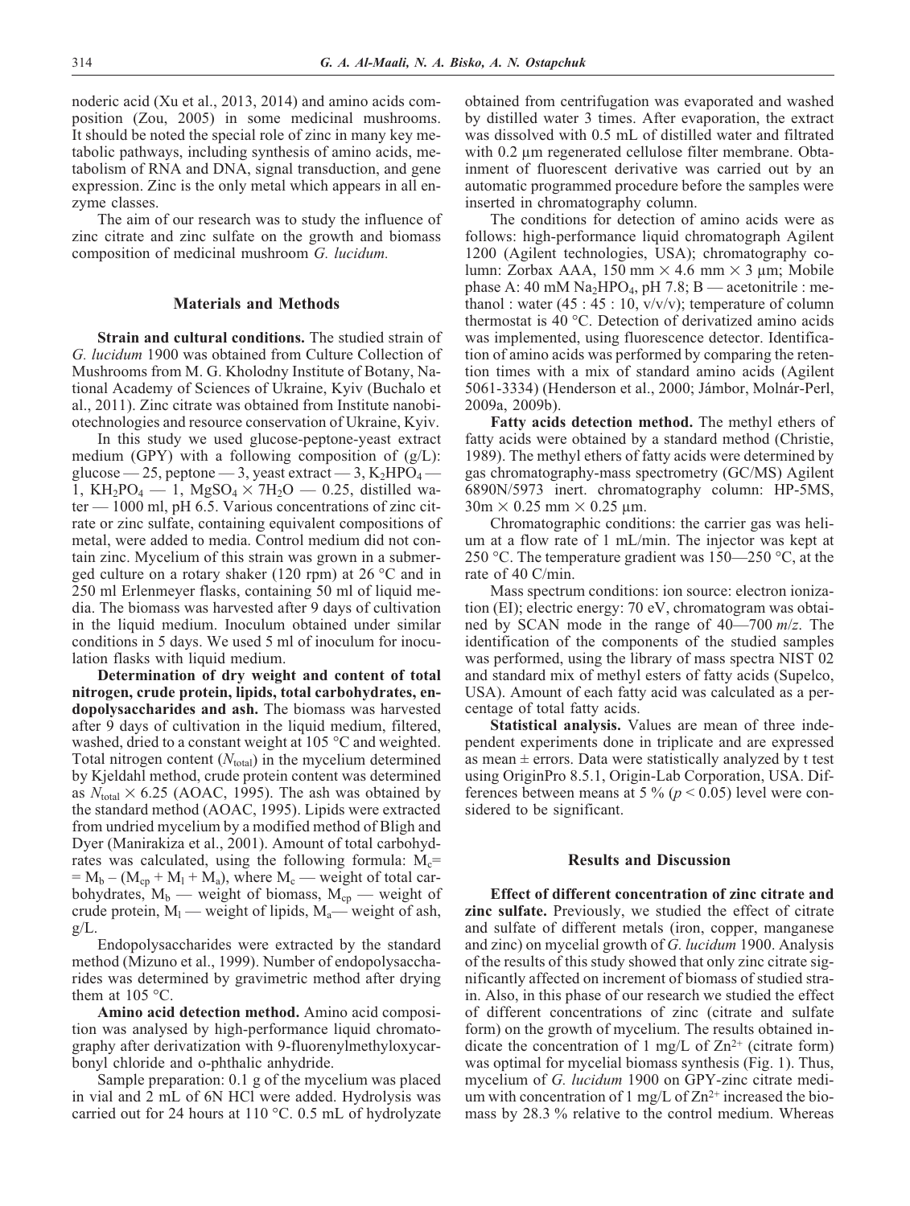noderic acid (Xu et al., 2013, 2014) and amino acids composition (Zou, 2005) in some medicinal mushrooms. It should be noted the special role of zinc in many key metabolic pathways, including synthesis of amino acids, metabolism of RNA and DNA, signal transduction, and gene expression. Zinc is the only metal which appears in all enzyme classes.

The aim of our research was to study the influence of zinc citrate and zinc sulfate on the growth and biomass composition of medicinal mushroom *G. lucidum.*

## Materials and Methods

**Strain and cultural conditions.** The studied strain of *G. lucidum* 1900 was obtained from Culture Collection of Mushrooms from M. G. Kholodny Institute of Botany, National Academy of Sciences of Ukraine, Kyiv (Buchalo et al., 2011). Zinc citrate was obtained from Institute nanobiotechnologies and resource conservation of Ukraine, Kyiv.

In this study we used glucose-peptone-yeast extract medium (GPY) with a following composition of (g/L): glucose — 25, peptone — 3, yeast extract — 3, $K_2HPO_4$ — 1, $KH_2PO_4$ — 1, $MgSO_4 \times 7H_2O$ — 0.25, distilled water — 1000 ml, pH 6.5. Various concentrations of zinc citrate or zinc sulfate, containing equivalent compositions of metal, were added to media. Control medium did not contain zinc. Mycelium of this strain was grown in a submerged culture on a rotary shaker (120 rpm) at 26 °C and in 250 ml Erlenmeyer flasks, containing 50 ml of liquid media. The biomass was harvested after 9 days of cultivation in the liquid medium. Inoculum obtained under similar conditions in 5 days. We used 5 ml of inoculum for inoculation flasks with liquid medium.

**Determination of dry weight and content of total nitrogen, crude protein, lipids, total carbohydrates, endopolysaccharides and ash.** The biomass was harvested after 9 days of cultivation in the liquid medium, filtered, washed, dried to a constant weight at 105 °C and weighted. Total nitrogen content ($N_{total}$) in the mycelium determined by Kjeldahl method, crude protein content was determined as $N_{total} \times 6.25$ (AOAC, 1995). The ash was obtained by the standard method (AOAC, 1995). Lipids were extracted from undried mycelium by a modified method of Bligh and Dyer (Manirakiza et al., 2001). Amount of total carbohydrates was calculated, using the following formula: $M_c = M_b - (M_{cp} + M_l + M_a)$, where $M_c$ — weight of total carbohydrates, $M_b$ — weight of biomass, $M_{cp}$ — weight of crude protein, $M_l$ — weight of lipids, $M_a$— weight of ash, g/L.

Endopolysaccharides were extracted by the standard method (Mizuno et al., 1999). Number of endopolysaccharides was determined by gravimetric method after drying them at 105 °C.

**Amino acid detection method.** Amino acid composition was analysed by high-performance liquid chromatography after derivatization with 9-fluorenylmethyloxycarbonyl chloride and o-phthalic anhydride.

Sample preparation: 0.1 g of the mycelium was placed in vial and 2 mL of 6N HCl were added. Hydrolysis was carried out for 24 hours at 110 °C. 0.5 mL of hydrolyzate obtained from centrifugation was evaporated and washed by distilled water 3 times. After evaporation, the extract was dissolved with 0.5 mL of distilled water and filtrated with 0.2 μm regenerated cellulose filter membrane. Obtainment of fluorescent derivative was carried out by an automatic programmed procedure before the samples were inserted in chromatography column.

The conditions for detection of amino acids were as follows: high-performance liquid chromatograph Agilent 1200 (Agilent technologies, USA); chromatography column: Zorbax AAA, 150 mm × 4.6 mm × 3 μm; Mobile phase A: 40 mM $Na_2HPO_4$, pH 7.8; B — acetonitrile : methanol : water (45 : 45 : 10, v/v/v); temperature of column thermostat is 40 °C. Detection of derivatized amino acids was implemented, using fluorescence detector. Identification of amino acids was performed by comparing the retention times with a mix of standard amino acids (Agilent 5061-3334) (Henderson et al., 2000; Jámbor, Molnár-Perl, 2009a, 2009b).

**Fatty acids detection method.** The methyl ethers of fatty acids were obtained by a standard method (Christie, 1989). The methyl ethers of fatty acids were determined by gas chromatography-mass spectrometry (GC/MS) Agilent 6890N/5973 inert. chromatography column: HP-5MS, 30m × 0.25 mm × 0.25 μm.

Chromatographic conditions: the carrier gas was helium at a flow rate of 1 mL/min. The injector was kept at 250 °C. The temperature gradient was 150—250 °C, at the rate of 40 C/min.

Mass spectrum conditions: ion source: electron ionization (EI); electric energy: 70 eV, chromatogram was obtained by SCAN mode in the range of 40—700 *m/z*. The identification of the components of the studied samples was performed, using the library of mass spectra NIST 02 and standard mix of methyl esters of fatty acids (Supelco, USA). Amount of each fatty acid was calculated as a percentage of total fatty acids.

**Statistical analysis.** Values are mean of three independent experiments done in triplicate and are expressed as mean ± errors. Data were statistically analyzed by t test using OriginPro 8.5.1, Origin-Lab Corporation, USA. Differences between means at 5 % ($p < 0.05$) level were considered to be significant.

## Results and Discussion

**Effect of different concentration of zinc citrate and zinc sulfate.** Previously, we studied the effect of citrate and sulfate of different metals (iron, copper, manganese and zinc) on mycelial growth of *G. lucidum* 1900. Analysis of the results of this study showed that only zinc citrate significantly affected on increment of biomass of studied strain. Also, in this phase of our research we studied the effect of different concentrations of zinc (citrate and sulfate form) on the growth of mycelium. The results obtained indicate the concentration of 1 mg/L of $Zn^{2+}$ (citrate form) was optimal for mycelial biomass synthesis (Fig. 1). Thus, mycelium of *G. lucidum* 1900 on GPY-zinc citrate medium with concentration of 1 mg/L of $Zn^{2+}$ increased the biomass by 28.3 % relative to the control medium. Whereas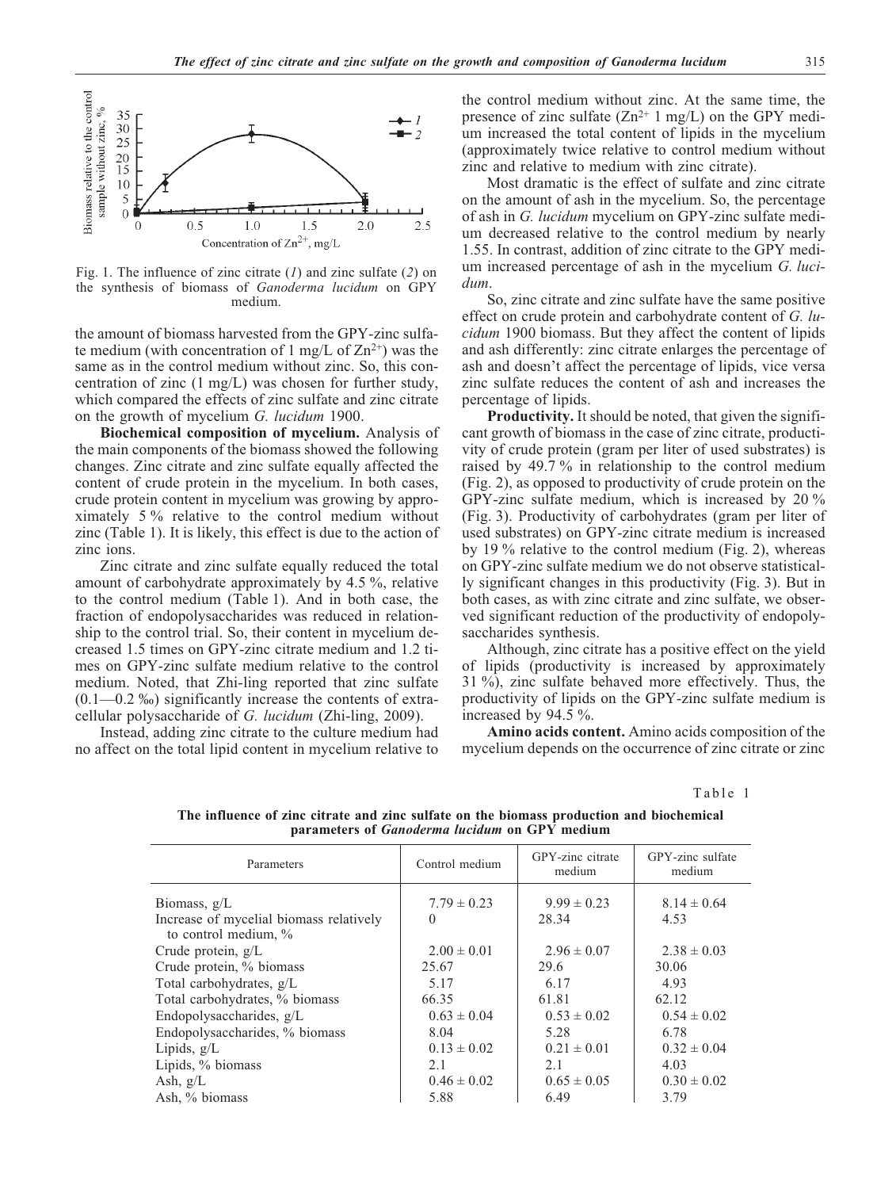Fig. 1. The influence of zinc citrate (*1*) and zinc sulfate (*2*) on the synthesis of biomass of *Ganoderma lucidum* on GPY medium.

the amount of biomass harvested from the GPY-zinc sulfate medium (with concentration of 1 mg/L of $Zn^{2+}$) was the same as in the control medium without zinc. So, this concentration of zinc (1 mg/L) was chosen for further study, which compared the effects of zinc sulfate and zinc citrate on the growth of mycelium *G. lucidum* 1900.

**Biochemical composition of mycelium.** Analysis of the main components of the biomass showed the following changes. Zinc citrate and zinc sulfate equally affected the content of crude protein in the mycelium. In both cases, crude protein content in mycelium was growing by approximately 5 % relative to the control medium without zinc (Table 1). It is likely, this effect is due to the action of zinc ions.

Zinc citrate and zinc sulfate equally reduced the total amount of carbohydrate approximately by 4.5 %, relative to the control medium (Table 1). And in both case, the fraction of endopolysaccharides was reduced in relationship to the control trial. So, their content in mycelium decreased 1.5 times on GPY-zinc citrate medium and 1.2 times on GPY-zinc sulfate medium relative to the control medium. Noted, that Zhi-ling reported that zinc sulfate (0.1—0.2 ‰) significantly increase the contents of extracellular polysaccharide of *G. lucidum* (Zhi-ling, 2009).

Instead, adding zinc citrate to the culture medium had no affect on the total lipid content in mycelium relative to the control medium without zinc. At the same time, the presence of zinc sulfate ($Zn^{2+}$ 1 mg/L) on the GPY medium increased the total content of lipids in the mycelium (approximately twice relative to control medium without zinc and relative to medium with zinc citrate).

Most dramatic is the effect of sulfate and zinc citrate on the amount of ash in the mycelium. So, the percentage of ash in *G. lucidum* mycelium on GPY-zinc sulfate medium decreased relative to the control medium by nearly 1.55. In contrast, addition of zinc citrate to the GPY medium increased percentage of ash in the mycelium *G. lucidum*.

So, zinc citrate and zinc sulfate have the same positive effect on crude protein and carbohydrate content of *G. lucidum* 1900 biomass. But they affect the content of lipids and ash differently: zinc citrate enlarges the percentage of ash and doesn't affect the percentage of lipids, vice versa zinc sulfate reduces the content of ash and increases the percentage of lipids.

**Productivity.** It should be noted, that given the significant growth of biomass in the case of zinc citrate, productivity of crude protein (gram per liter of used substrates) is raised by 49.7 % in relationship to the control medium (Fig. 2), as opposed to productivity of crude protein on the GPY-zinc sulfate medium, which is increased by 20 % (Fig. 3). Productivity of carbohydrates (gram per liter of used substrates) on GPY-zinc citrate medium is increased by 19 % relative to the control medium (Fig. 2), whereas on GPY-zinc sulfate medium we do not observe statistically significant changes in this productivity (Fig. 3). But in both cases, as with zinc citrate and zinc sulfate, we observed significant reduction of the productivity of endopolysaccharides synthesis.

Although, zinc citrate has a positive effect on the yield of lipids (productivity is increased by approximately 31 %), zinc sulfate behaved more effectively. Thus, the productivity of lipids on the GPY-zinc sulfate medium is increased by 94.5 %.

**Amino acids content.** Amino acids composition of the mycelium depends on the occurrence of zinc citrate or zinc

Table 1

**The influence of zinc citrate and zinc sulfate on the biomass production and biochemical parameters of *Ganoderma lucidum* on GPY medium**

| Parameters | Control medium | GPY-zinc citrate medium | GPY-zinc sulfate medium |
|---|---|---|---|
| Biomass, g/L | 7.79 ± 0.23 | 9.99 ± 0.23 | 8.14 ± 0.64 |
| Increase of mycelial biomass relatively to control medium, % | 0 | 28.34 | 4.53 |
| Crude protein, g/L | 2.00 ± 0.01 | 2.96 ± 0.07 | 2.38 ± 0.03 |
| Crude protein, % biomass | 25.67 | 29.6 | 30.06 |
| Total carbohydrates, g/L | 5.17 | 6.17 | 4.93 |
| Total carbohydrates, % biomass | 66.35 | 61.81 | 62.12 |
| Endopolysaccharides, g/L | 0.63 ± 0.04 | 0.53 ± 0.02 | 0.54 ± 0.02 |
| Endopolysaccharides, % biomass | 8.04 | 5.28 | 6.78 |
| Lipids, g/L | 0.13 ± 0.02 | 0.21 ± 0.01 | 0.32 ± 0.04 |
| Lipids, % biomass | 2.1 | 2.1 | 4.03 |
| Ash, g/L | 0.46 ± 0.02 | 0.65 ± 0.05 | 0.30 ± 0.02 |
| Ash, % biomass | 5.88 | 6.49 | 3.79 |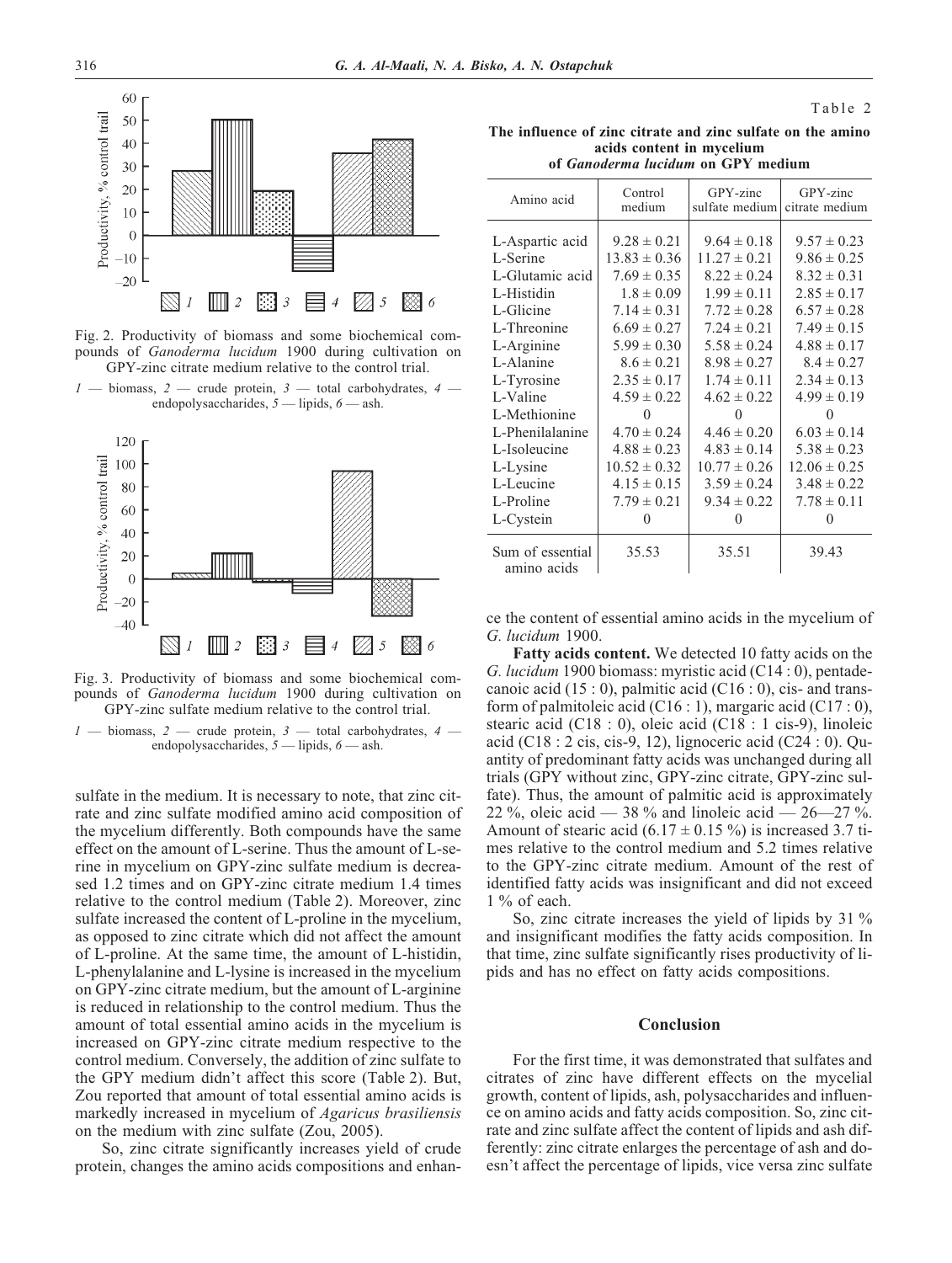Fig. 2. Productivity of biomass and some biochemical compounds of *Ganoderma lucidum* 1900 during cultivation on GPY-zinc citrate medium relative to the control trial.

*1* — biomass, *2* — crude protein, *3* — total carbohydrates, *4* — endopolysaccharides, *5* — lipids, *6* — ash.

Fig. 3. Productivity of biomass and some biochemical compounds of *Ganoderma lucidum* 1900 during cultivation on GPY-zinc sulfate medium relative to the control trial.

*1* — biomass, *2* — crude protein, *3* — total carbohydrates, *4* — endopolysaccharides, *5* — lipids, *6* — ash.

sulfate in the medium. It is necessary to note, that zinc citrate and zinc sulfate modified amino acid composition of the mycelium differently. Both compounds have the same effect on the amount of L-serine. Thus the amount of L-serine in mycelium on GPY-zinc sulfate medium is decreased 1.2 times and on GPY-zinc citrate medium 1.4 times relative to the control medium (Table 2). Moreover, zinc sulfate increased the content of L-proline in the mycelium, as opposed to zinc citrate which did not affect the amount of L-proline. At the same time, the amount of L-histidin, L-phenylalanine and L-lysine is increased in the mycelium on GPY-zinc citrate medium, but the amount of L-arginine is reduced in relationship to the control medium. Thus the amount of total essential amino acids in the mycelium is increased on GPY-zinc citrate medium respective to the control medium. Conversely, the addition of zinc sulfate to the GPY medium didn't affect this score (Table 2). But, Zou reported that amount of total essential amino acids is markedly increased in mycelium of *Agaricus brasiliensis* on the medium with zinc sulfate (Zou, 2005).

So, zinc citrate significantly increases yield of crude protein, changes the amino acids compositions and enhance the content of essential amino acids in the mycelium of *G. lucidum* 1900.

Table 2

**The influence of zinc citrate and zinc sulfate on the amino acids content in mycelium of *Ganoderma lucidum* on GPY medium**

| Amino acid | Control medium | GPY-zinc sulfate medium | GPY-zinc citrate medium |
|---|---|---|---|
| L-Aspartic acid | 9.28 ± 0.21 | 9.64 ± 0.18 | 9.57 ± 0.23 |
| L-Serine | 13.83 ± 0.36 | 11.27 ± 0.21 | 9.86 ± 0.25 |
| L-Glutamic acid | 7.69 ± 0.35 | 8.22 ± 0.24 | 8.32 ± 0.31 |
| L-Histidin | 1.8 ± 0.09 | 1.99 ± 0.11 | 2.85 ± 0.17 |
| L-Glicine | 7.14 ± 0.31 | 7.72 ± 0.28 | 6.57 ± 0.28 |
| L-Threonine | 6.69 ± 0.27 | 7.24 ± 0.21 | 7.49 ± 0.15 |
| L-Arginine | 5.99 ± 0.30 | 5.58 ± 0.24 | 4.88 ± 0.17 |
| L-Alanine | 8.6 ± 0.21 | 8.98 ± 0.27 | 8.4 ± 0.27 |
| L-Tyrosine | 2.35 ± 0.17 | 1.74 ± 0.11 | 2.34 ± 0.13 |
| L-Valine | 4.59 ± 0.22 | 4.62 ± 0.22 | 4.99 ± 0.19 |
| L-Methionine | 0 | 0 | 0 |
| L-Phenilalanine | 4.70 ± 0.24 | 4.46 ± 0.20 | 6.03 ± 0.14 |
| L-Isoleucine | 4.88 ± 0.23 | 4.83 ± 0.14 | 5.38 ± 0.23 |
| L-Lysine | 10.52 ± 0.32 | 10.77 ± 0.26 | 12.06 ± 0.25 |
| L-Leucine | 4.15 ± 0.15 | 3.59 ± 0.24 | 3.48 ± 0.22 |
| L-Proline | 7.79 ± 0.21 | 9.34 ± 0.22 | 7.78 ± 0.11 |
| L-Cystein | 0 | 0 | 0 |
| Sum of essential amino acids | 35.53 | 35.51 | 39.43 |

**Fatty acids content.** We detected 10 fatty acids on the *G. lucidum* 1900 biomass: myristic acid (C14 : 0), pentadecanoic acid (15 : 0), palmitic acid (C16 : 0), cis- and trans-form of palmitoleic acid (C16 : 1), margaric acid (C17 : 0), stearic acid (C18 : 0), oleic acid (C18 : 1 cis-9), linoleic acid (C18 : 2 cis, cis-9, 12), lignoceric acid (C24 : 0). Quantity of predominant fatty acids was unchanged during all trials (GPY without zinc, GPY-zinc citrate, GPY-zinc sulfate). Thus, the amount of palmitic acid is approximately 22 %, oleic acid — 38 % and linoleic acid — 26—27 %. Amount of stearic acid (6.17 ± 0.15 %) is increased 3.7 times relative to the control medium and 5.2 times relative to the GPY-zinc citrate medium. Amount of the rest of identified fatty acids was insignificant and did not exceed 1 % of each.

So, zinc citrate increases the yield of lipids by 31 % and insignificant modifies the fatty acids composition. In that time, zinc sulfate significantly rises productivity of lipids and has no effect on fatty acids compositions.

## Conclusion

For the first time, it was demonstrated that sulfates and citrates of zinc have different effects on the mycelial growth, content of lipids, ash, polysaccharides and influence on amino acids and fatty acids composition. So, zinc citrate and zinc sulfate affect the content of lipids and ash differently: zinc citrate enlarges the percentage of ash and doesn't affect the percentage of lipids, vice versa zinc sulfate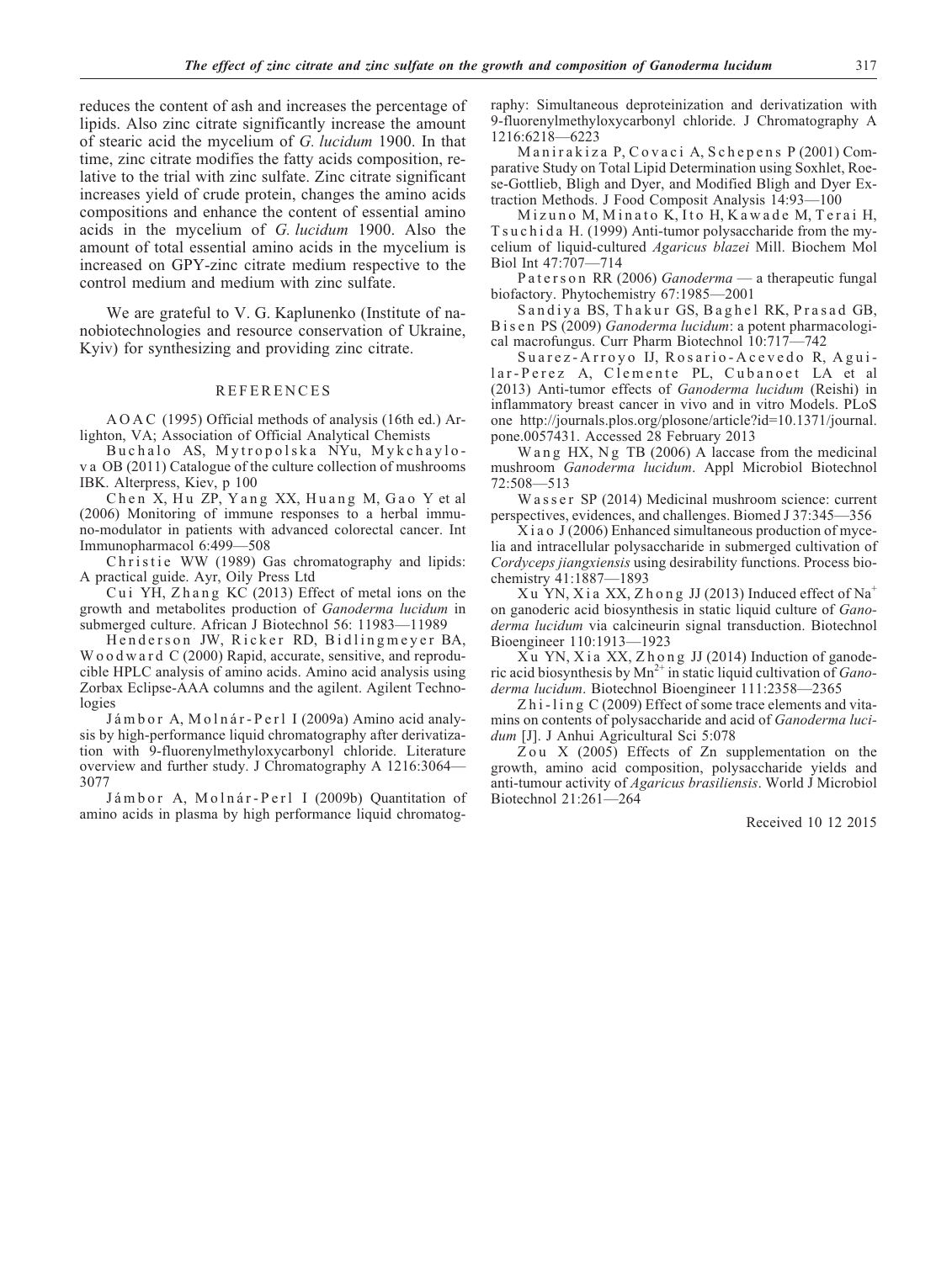reduces the content of ash and increases the percentage of lipids. Also zinc citrate significantly increase the amount of stearic acid the mycelium of *G. lucidum* 1900. In that time, zinc citrate modifies the fatty acids composition, relative to the trial with zinc sulfate. Zinc citrate significant increases yield of crude protein, changes the amino acids compositions and enhance the content of essential amino acids in the mycelium of *G. lucidum* 1900. Also the amount of total essential amino acids in the mycelium is increased on GPY-zinc citrate medium respective to the control medium and medium with zinc sulfate.

We are grateful to V. G. Kaplunenko (Institute of nanobiotechnologies and resource conservation of Ukraine, Kyiv) for synthesizing and providing zinc citrate.

## REFERENCES

AOAC (1995) Official methods of analysis (16th ed.) Arlighton, VA; Association of Official Analytical Chemists

Buchalo AS, Mytropolska NYu, Mykchaylova OB (2011) Catalogue of the culture collection of mushrooms IBK. Alterpress, Kiev, p 100

Chen X, Hu ZP, Yang XX, Huang M, Gao Y et al (2006) Monitoring of immune responses to a herbal immuno-modulator in patients with advanced colorectal cancer. Int Immunopharmacol 6:499—508

Christie WW (1989) Gas chromatography and lipids: A practical guide. Ayr, Oily Press Ltd

Cui YH, Zhang KC (2013) Effect of metal ions on the growth and metabolites production of *Ganoderma lucidum* in submerged culture. African J Biotechnol 56: 11983—11989

Henderson JW, Ricker RD, Bidlingmeyer BA, Woodward C (2000) Rapid, accurate, sensitive, and reproducible HPLC analysis of amino acids. Amino acid analysis using Zorbax Eclipse-AAA columns and the agilent. Agilent Technologies

Jámbor A, Molnár-Perl I (2009a) Amino acid analysis by high-performance liquid chromatography after derivatization with 9-fluorenylmethyloxycarbonyl chloride. Literature overview and further study. J Chromatography A 1216:3064—3077

Jámbor A, Molnár-Perl I (2009b) Quantitation of amino acids in plasma by high performance liquid chromatography: Simultaneous deproteinization and derivatization with 9-fluorenylmethyloxycarbonyl chloride. J Chromatography A 1216:6218—6223

Manirakiza P, Covaci A, Schepens P (2001) Comparative Study on Total Lipid Determination using Soxhlet, Roese-Gottlieb, Bligh and Dyer, and Modified Bligh and Dyer Extraction Methods. J Food Composit Analysis 14:93—100

Mizuno M, Minato K, Ito H, Kawade M, Terai H, Tsuchida H. (1999) Anti-tumor polysaccharide from the mycelium of liquid-cultured *Agaricus blazei* Mill. Biochem Mol Biol Int 47:707—714

Paterson RR (2006) *Ganoderma* — a therapeutic fungal biofactory. Phytochemistry 67:1985—2001

Sandiya BS, Thakur GS, Baghel RK, Prasad GB, Bisen PS (2009) *Ganoderma lucidum*: a potent pharmacological macrofungus. Curr Pharm Biotechnol 10:717—742

Suarez-Arroyo IJ, Rosario-Acevedo R, Aguilar-Perez A, Clemente PL, Cubanoet LA et al (2013) Anti-tumor effects of *Ganoderma lucidum* (Reishi) in inflammatory breast cancer in vivo and in vitro Models. PLoS one http://journals.plos.org/plosone/article?id=10.1371/journal.pone.0057431. Accessed 28 February 2013

Wang HX, Ng TB (2006) A laccase from the medicinal mushroom *Ganoderma lucidum*. Appl Microbiol Biotechnol 72:508—513

Wasser SP (2014) Medicinal mushroom science: current perspectives, evidences, and challenges. Biomed J 37:345—356

Xiao J (2006) Enhanced simultaneous production of mycelia and intracellular polysaccharide in submerged cultivation of *Cordyceps jiangxiensis* using desirability functions. Process biochemistry 41:1887—1893

Xu YN, Xia XX, Zhong JJ (2013) Induced effect of $Na^+$ on ganoderic acid biosynthesis in static liquid culture of *Ganoderma lucidum* via calcineurin signal transduction. Biotechnol Bioengineer 110:1913—1923

Xu YN, Xia XX, Zhong JJ (2014) Induction of ganoderic acid biosynthesis by $Mn^{2+}$ in static liquid cultivation of *Ganoderma lucidum*. Biotechnol Bioengineer 111:2358—2365

Zhi-ling C (2009) Effect of some trace elements and vitamins on contents of polysaccharide and acid of *Ganoderma lucidum* [J]. J Anhui Agricultural Sci 5:078

Zou X (2005) Effects of Zn supplementation on the growth, amino acid composition, polysaccharide yields and anti-tumour activity of *Agaricus brasiliensis*. World J Microbiol Biotechnol 21:261—264

Received 10 12 2015